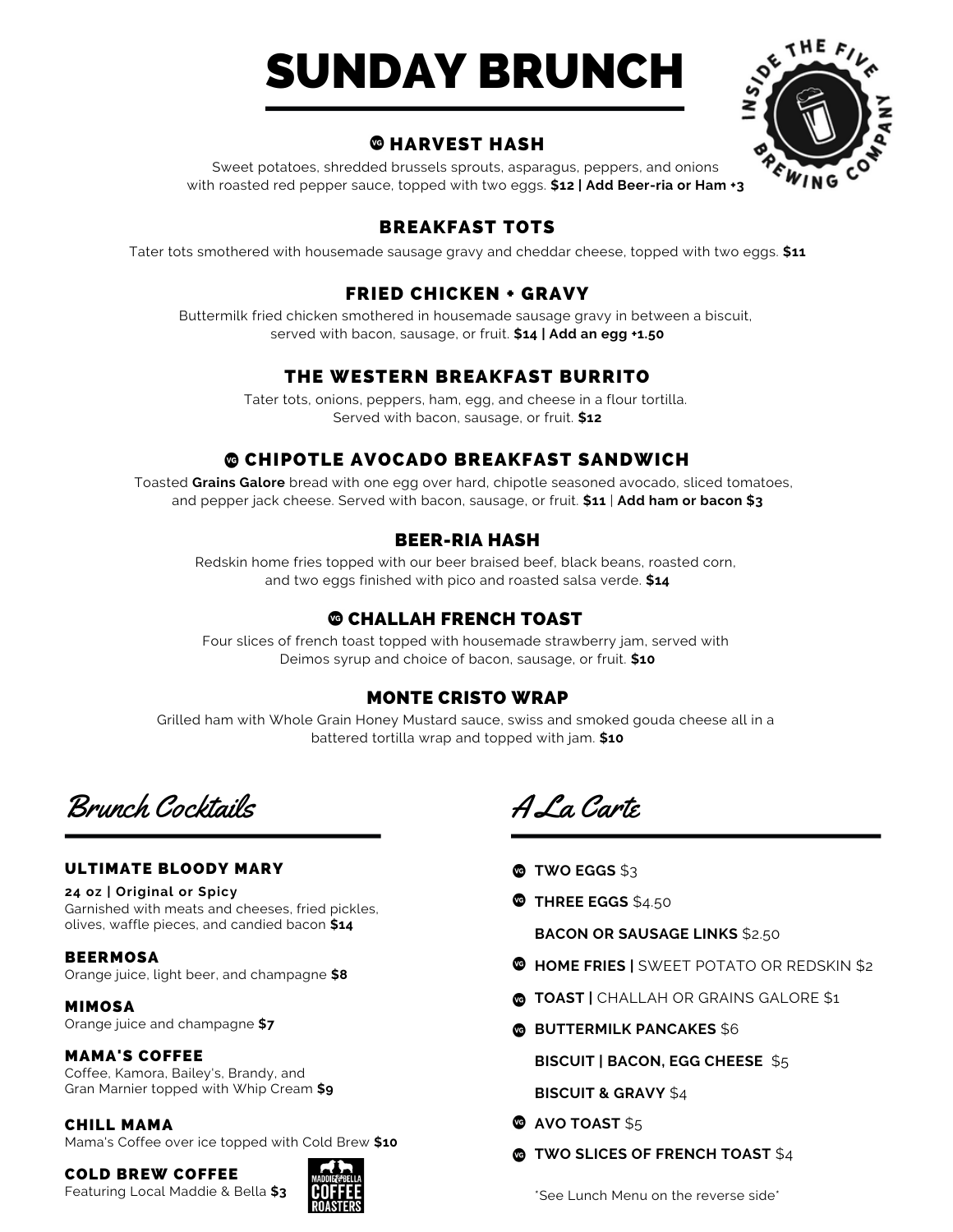# SUNDAY BRUNCH

### VG HARVEST HASH

Sweet potatoes, shredded brussels sprouts, asparagus, peppers, and onions with roasted red pepper sauce, topped with two eggs. **$12 | Add Beer-ria or Ham +3**

### BREAKFAST TOTS

Tater tots smothered with housemade sausage gravy and cheddar cheese, topped with two eggs. **$11**

### FRIED CHICKEN + GRAVY

Buttermilk fried chicken smothered in housemade sausage gravy in between a biscuit, served with bacon, sausage, or fruit. **$14 | Add an egg +1.50**

### THE WESTERN BREAKFAST BURRITO

Tater tots, onions, peppers, ham, egg, and cheese in a flour tortilla. Served with bacon, sausage, or fruit. **$12**

### VG CHIPOTLE AVOCADO BREAKFAST SANDWICH

Toasted **Grains Galore** bread with one egg over hard, chipotle seasoned avocado, sliced tomatoes, and pepper jack cheese. Served with bacon, sausage, or fruit. **$11** | **Add ham or bacon $3**

### BEER-RIA HASH

Redskin home fries topped with our beer braised beef, black beans, roasted corn, and two eggs finished with pico and roasted salsa verde. **$14**

### VG CHALLAH FRENCH TOAST

Four slices of french toast topped with housemade strawberry jam, served with Deimos syrup and choice of bacon, sausage, or fruit. **$10**

### MONTE CRISTO WRAP

Grilled ham with Whole Grain Honey Mustard sauce, swiss and smoked gouda cheese all in a battered tortilla wrap and topped with jam. **$10**

## *Brunch Cocktails*

**ULTIMATE BLOODY MARY**
**24 oz | Original or Spicy**
Garnished with meats and cheeses, fried pickles, olives, waffle pieces, and candied bacon **$14**

**BEERMOSA**
Orange juice, light beer, and champagne **$8**

**MIMOSA**
Orange juice and champagne **$7**

**MAMA'S COFFEE**
Coffee, Kamora, Bailey's, Brandy, and Gran Marnier topped with Whip Cream **$9**

**CHILL MAMA**
Mama's Coffee over ice topped with Cold Brew **$10**

**COLD BREW COFFEE**
Featuring Local Maddie & Bella **$3**

## *A La Carte*

- VG **TWO EGGS** $3
- VG **THREE EGGS** $4.50
- **BACON OR SAUSAGE LINKS** $2.50
- VG **HOME FRIES |** SWEET POTATO OR REDSKIN $2
- VG **TOAST |** CHALLAH OR GRAINS GALORE $1
- VG **BUTTERMILK PANCAKES** $6
- **BISCUIT | BACON, EGG CHEESE** $5
- **BISCUIT & GRAVY** $4
- VG **AVO TOAST** $5
- VG **TWO SLICES OF FRENCH TOAST** $4

*See Lunch Menu on the reverse side*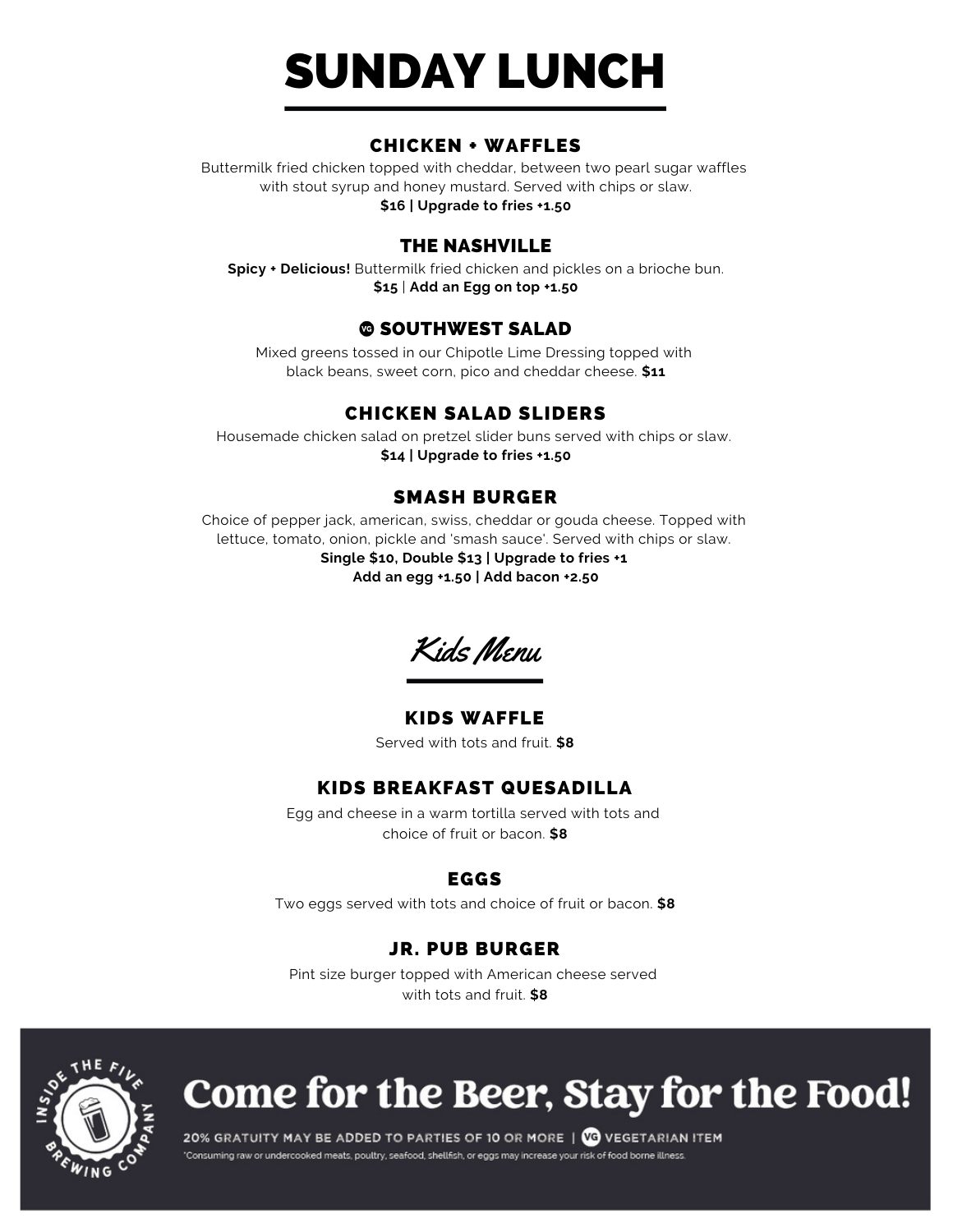# SUNDAY LUNCH

### CHICKEN + WAFFLES

Buttermilk fried chicken topped with cheddar, between two pearl sugar waffles with stout syrup and honey mustard. Served with chips or slaw.
**$16 | Upgrade to fries +1.50**

### THE NASHVILLE

**Spicy + Delicious!** Buttermilk fried chicken and pickles on a brioche bun.
**$15** | **Add an Egg on top +1.50**

### VG SOUTHWEST SALAD

Mixed greens tossed in our Chipotle Lime Dressing topped with black beans, sweet corn, pico and cheddar cheese. **$11**

### CHICKEN SALAD SLIDERS

Housemade chicken salad on pretzel slider buns served with chips or slaw.
**$14 | Upgrade to fries +1.50**

### SMASH BURGER

Choice of pepper jack, american, swiss, cheddar or gouda cheese. Topped with lettuce, tomato, onion, pickle and 'smash sauce'. Served with chips or slaw.
**Single $10, Double $13 | Upgrade to fries +1**
**Add an egg +1.50 | Add bacon +2.50**

## *Kids Menu*

### KIDS WAFFLE

Served with tots and fruit. **$8**

### KIDS BREAKFAST QUESADILLA

Egg and cheese in a warm tortilla served with tots and choice of fruit or bacon. **$8**

### EGGS

Two eggs served with tots and choice of fruit or bacon. **$8**

### JR. PUB BURGER

Pint size burger topped with American cheese served with tots and fruit. **$8**

INSIDE THE FIVE BREWING COMPANY

**Come for the Beer, Stay for the Food!**

20% GRATUITY MAY BE ADDED TO PARTIES OF 10 OR MORE | VG VEGETARIAN ITEM

*Consuming raw or undercooked meats, poultry, seafood, shellfish, or eggs may increase your risk of food borne illness.